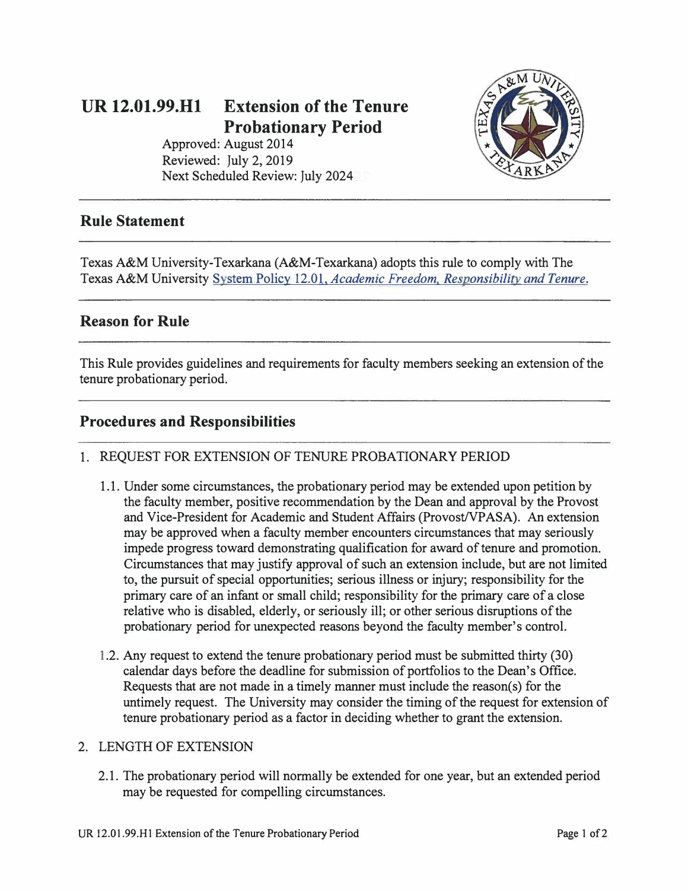# UR 12.01.99.H1 Extension of the Tenure Probationary Period

Approved: August 2014
Reviewed: July 2, 2019
Next Scheduled Review: July 2024

## Rule Statement

Texas A&M University-Texarkana (A&M-Texarkana) adopts this rule to comply with The Texas A&M University System Policy 12.01, *Academic Freedom, Responsibility and Tenure*.

## Reason for Rule

This Rule provides guidelines and requirements for faculty members seeking an extension of the tenure probationary period.

## Procedures and Responsibilities

1. REQUEST FOR EXTENSION OF TENURE PROBATIONARY PERIOD

   1.1. Under some circumstances, the probationary period may be extended upon petition by the faculty member, positive recommendation by the Dean and approval by the Provost and Vice-President for Academic and Student Affairs (Provost/VPASA). An extension may be approved when a faculty member encounters circumstances that may seriously impede progress toward demonstrating qualification for award of tenure and promotion. Circumstances that may justify approval of such an extension include, but are not limited to, the pursuit of special opportunities; serious illness or injury; responsibility for the primary care of an infant or small child; responsibility for the primary care of a close relative who is disabled, elderly, or seriously ill; or other serious disruptions of the probationary period for unexpected reasons beyond the faculty member's control.

   1.2. Any request to extend the tenure probationary period must be submitted thirty (30) calendar days before the deadline for submission of portfolios to the Dean's Office. Requests that are not made in a timely manner must include the reason(s) for the untimely request. The University may consider the timing of the request for extension of tenure probationary period as a factor in deciding whether to grant the extension.

2. LENGTH OF EXTENSION

   2.1. The probationary period will normally be extended for one year, but an extended period may be requested for compelling circumstances.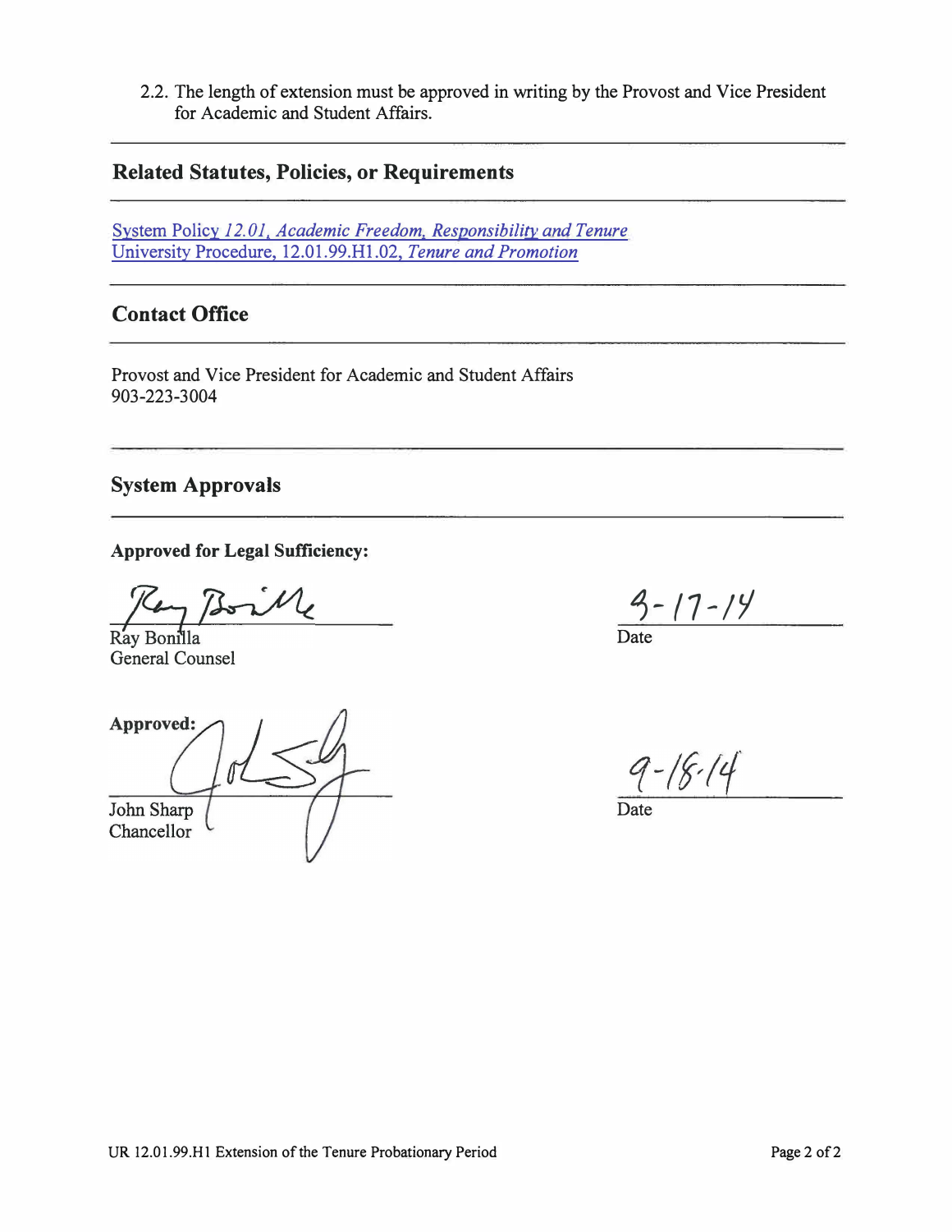2.2. The length of extension must be approved in writing by the Provost and Vice President for Academic and Student Affairs.

## Related Statutes, Policies, or Requirements

System Policy *12.01, Academic Freedom, Responsibility and Tenure*
University Procedure, 12.01.99.H1.02, *Tenure and Promotion*

## Contact Office

Provost and Vice President for Academic and Student Affairs
903-223-3004

## System Approvals

**Approved for Legal Sufficiency:**

Ray Bonilla
General Counsel

Date: 9-17-14

**Approved:**

John Sharp
Chancellor

Date: 9-18-14